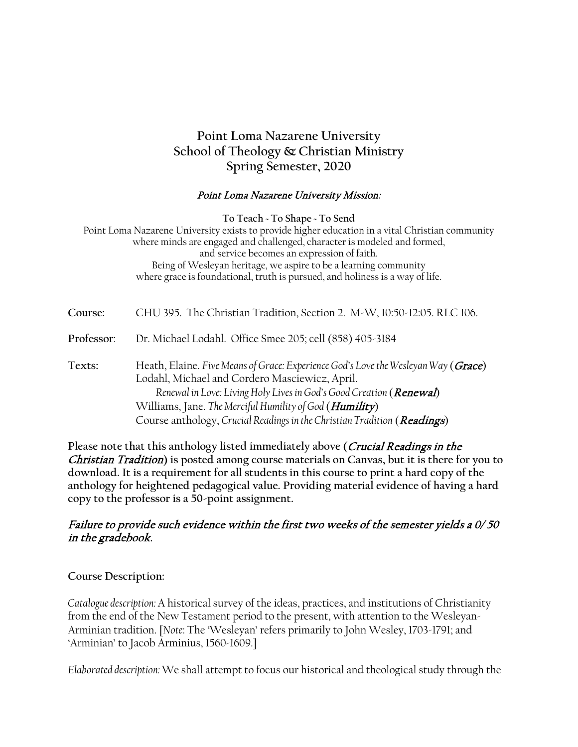# Point Loma Nazarene University
# School of Theology & Christian Ministry
# Spring Semester, 2020

*Point Loma Nazarene University Mission:*

**To Teach ~ To Shape ~ To Send**

Point Loma Nazarene University exists to provide higher education in a vital Christian community where minds are engaged and challenged, character is modeled and formed, and service becomes an expression of faith.
Being of Wesleyan heritage, we aspire to be a learning community where grace is foundational, truth is pursued, and holiness is a way of life.

**Course:** CHU 395. The Christian Tradition, Section 2. M-W, 10:50-12:05. RLC 106.

**Professor**: Dr. Michael Lodahl. Office Smee 205; cell (858) 405-3184

**Texts:**

Heath, Elaine. *Five Means of Grace: Experience God's Love the Wesleyan Way* (***Grace***)
Lodahl, Michael and Cordero Masciewicz, April. *Renewal in Love: Living Holy Lives in God's Good Creation* (***Renewal***)
Williams, Jane. *The Merciful Humility of God* (***Humility***)
Course anthology, *Crucial Readings in the Christian Tradition* (***Readings***)

**Please note that this anthology listed immediately above (*Crucial Readings in the Christian Tradition*) is posted among course materials on Canvas, but it is there for you to download. It is a requirement for all students in this course to print a hard copy of the anthology for heightened pedagogical value. Providing material evidence of having a hard copy to the professor is a 50-point assignment.**

*Failure to provide such evidence within the first two weeks of the semester yields a 0/ 50 in the gradebook.*

**Course Description:**

*Catalogue description:* A historical survey of the ideas, practices, and institutions of Christianity from the end of the New Testament period to the present, with attention to the Wesleyan-Arminian tradition. [*Note*: The 'Wesleyan' refers primarily to John Wesley, 1703-1791; and 'Arminian' to Jacob Arminius, 1560-1609.]

*Elaborated description:* We shall attempt to focus our historical and theological study through the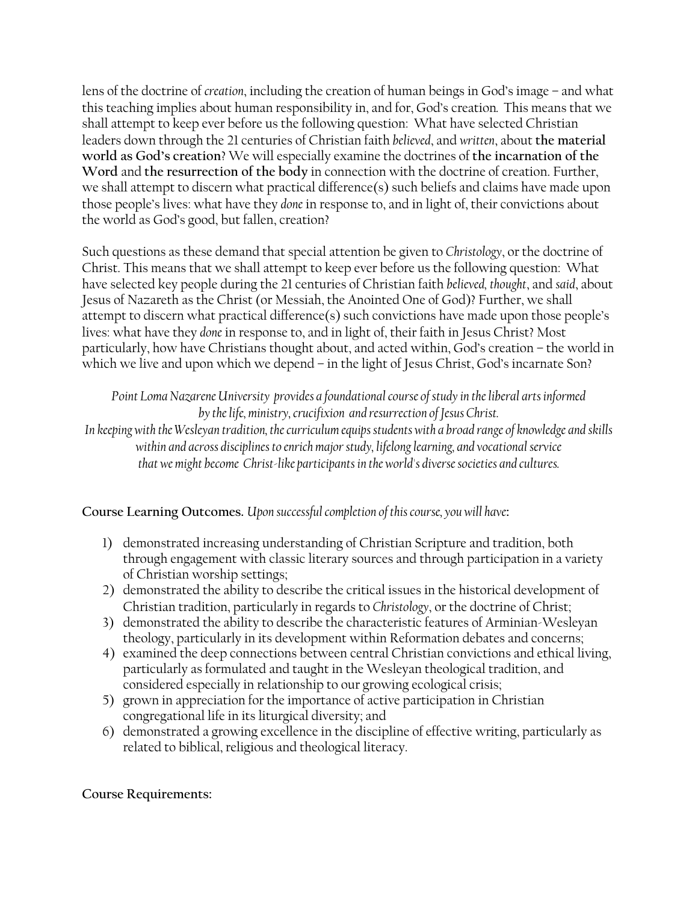lens of the doctrine of *creation*, including the creation of human beings in God's image – and what this teaching implies about human responsibility in, and for, God's creation. This means that we shall attempt to keep ever before us the following question: What have selected Christian leaders down through the 21 centuries of Christian faith *believed*, and *written*, about **the material world as God's creation**? We will especially examine the doctrines of **the incarnation of the Word** and **the resurrection of the body** in connection with the doctrine of creation. Further, we shall attempt to discern what practical difference(s) such beliefs and claims have made upon those people's lives: what have they *done* in response to, and in light of, their convictions about the world as God's good, but fallen, creation?

Such questions as these demand that special attention be given to *Christology*, or the doctrine of Christ. This means that we shall attempt to keep ever before us the following question: What have selected key people during the 21 centuries of Christian faith *believed, thought*, and *said*, about Jesus of Nazareth as the Christ (or Messiah, the Anointed One of God)? Further, we shall attempt to discern what practical difference(s) such convictions have made upon those people's lives: what have they *done* in response to, and in light of, their faith in Jesus Christ? Most particularly, how have Christians thought about, and acted within, God's creation – the world in which we live and upon which we depend – in the light of Jesus Christ, God's incarnate Son?

*Point Loma Nazarene University provides a foundational course of study in the liberal arts informed by the life, ministry, crucifixion and resurrection of Jesus Christ.*
*In keeping with the Wesleyan tradition, the curriculum equips students with a broad range of knowledge and skills within and across disciplines to enrich major study, lifelong learning, and vocational service that we might become Christ-like participants in the world's diverse societies and cultures.*

**Course Learning Outcomes.** *Upon successful completion of this course, you will have*:

1) demonstrated increasing understanding of Christian Scripture and tradition, both through engagement with classic literary sources and through participation in a variety of Christian worship settings;
2) demonstrated the ability to describe the critical issues in the historical development of Christian tradition, particularly in regards to *Christology*, or the doctrine of Christ;
3) demonstrated the ability to describe the characteristic features of Arminian-Wesleyan theology, particularly in its development within Reformation debates and concerns;
4) examined the deep connections between central Christian convictions and ethical living, particularly as formulated and taught in the Wesleyan theological tradition, and considered especially in relationship to our growing ecological crisis;
5) grown in appreciation for the importance of active participation in Christian congregational life in its liturgical diversity; and
6) demonstrated a growing excellence in the discipline of effective writing, particularly as related to biblical, religious and theological literacy.

**Course Requirements:**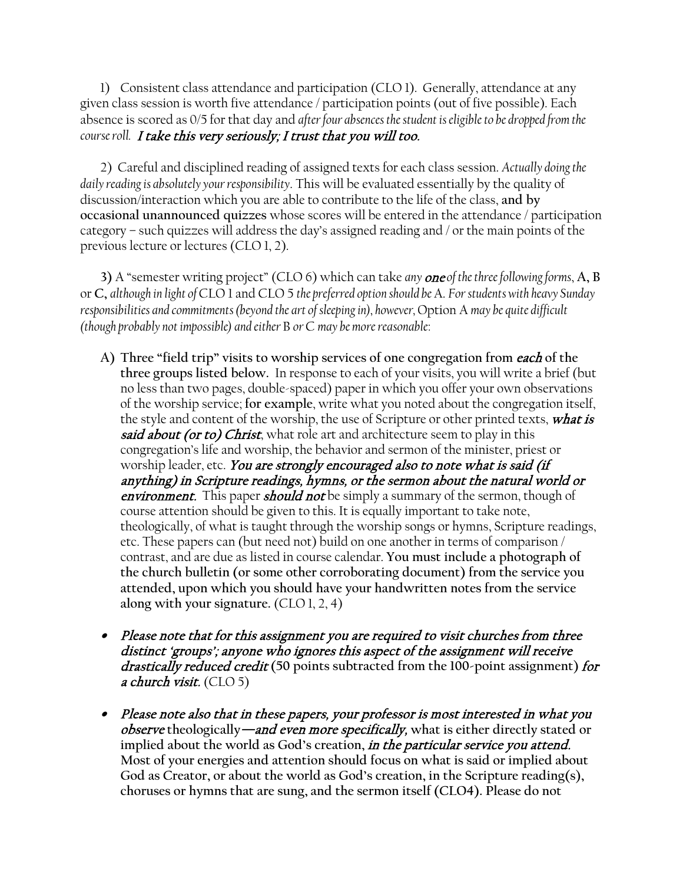1) Consistent class attendance and participation (CLO 1). Generally, attendance at any given class session is worth five attendance / participation points (out of five possible). Each absence is scored as 0/5 for that day and *after four absences the student is eligible to be dropped from the course roll.* ***I take this very seriously; I trust that you will too.***

2) Careful and disciplined reading of assigned texts for each class session. *Actually doing the daily reading is absolutely your responsibility*. This will be evaluated essentially by the quality of discussion/interaction which you are able to contribute to the life of the class, **and by occasional unannounced quizzes** whose scores will be entered in the attendance / participation category – such quizzes will address the day's assigned reading and / or the main points of the previous lecture or lectures (CLO 1, 2).

**3)** A "semester writing project" (CLO 6) which can take *any* ***one*** *of the three following forms*, **A, B** or **C,** *although in light of* CLO 1 and CLO 5 *the preferred option should be* A. *For students with heavy Sunday responsibilities and commitments (beyond the art of sleeping in), however,* Option A *may be quite difficult (though probably not impossible) and either* B *or* C *may be more reasonable*:

**A) Three "field trip" visits to worship services of one congregation from *each* of the three groups listed below.** In response to each of your visits, you will write a brief (but no less than two pages, double-spaced) paper in which you offer your own observations of the worship service; **for example**, write what you noted about the congregation itself, the style and content of the worship, the use of Scripture or other printed texts, ***what is said about (or to) Christ***, what role art and architecture seem to play in this congregation's life and worship, the behavior and sermon of the minister, priest or worship leader, etc. ***You are strongly encouraged also to note what is said (if anything) in Scripture readings, hymns, or the sermon about the natural world or environment.*** This paper ***should not*** be simply a summary of the sermon, though of course attention should be given to this. It is equally important to take note, theologically, of what is taught through the worship songs or hymns, Scripture readings, etc. These papers can (but need not) build on one another in terms of comparison / contrast, and are due as listed in course calendar. **You must include a photograph of the church bulletin (or some other corroborating document) from the service you attended, upon which you should have your handwritten notes from the service along with your signature.** (CLO 1, 2, 4)

- ***Please note that for this assignment you are required to visit churches from three distinct 'groups'; anyone who ignores this aspect of the assignment will receive drastically reduced credit*** **(50 points subtracted from the 100-point assignment)** ***for a church visit.*** (CLO 5)

- ***Please note also that in these papers, your professor is most interested in what you observe*** **theologically—*and even more specifically,* what is either directly stated or implied about the world as God's creation, *in the particular service you attend.* Most of your energies and attention should focus on what is said or implied about God as Creator, or about the world as God's creation, in the Scripture reading(s), choruses or hymns that are sung, and the sermon itself (CLO4). Please do not**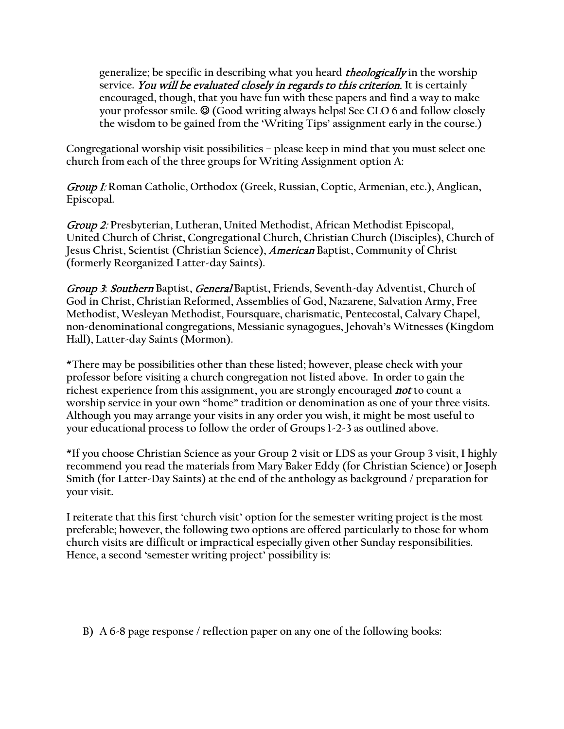generalize; be specific in describing what you heard *theologically* in the worship service. *You will be evaluated closely in regards to this criterion*. It is certainly encouraged, though, that you have fun with these papers and find a way to make your professor smile. ☺ (Good writing always helps! See CLO 6 and follow closely the wisdom to be gained from the 'Writing Tips' assignment early in the course.)

Congregational worship visit possibilities – please keep in mind that you must select one church from each of the three groups for Writing Assignment option A:

*Group I:* Roman Catholic, Orthodox (Greek, Russian, Coptic, Armenian, etc.), Anglican, Episcopal.

*Group 2:* Presbyterian, Lutheran, United Methodist, African Methodist Episcopal, United Church of Christ, Congregational Church, Christian Church (Disciples), Church of Jesus Christ, Scientist (Christian Science), *American* Baptist, Community of Christ (formerly Reorganized Latter-day Saints).

*Group 3*: *Southern* Baptist, *General* Baptist, Friends, Seventh-day Adventist, Church of God in Christ, Christian Reformed, Assemblies of God, Nazarene, Salvation Army, Free Methodist, Wesleyan Methodist, Foursquare, charismatic, Pentecostal, Calvary Chapel, non-denominational congregations, Messianic synagogues, Jehovah's Witnesses (Kingdom Hall), Latter-day Saints (Mormon).

*There may be possibilities other than these listed; however, please check with your professor before visiting a church congregation not listed above. In order to gain the richest experience from this assignment, you are strongly encouraged *not* to count a worship service in your own "home" tradition or denomination as one of your three visits. Although you may arrange your visits in any order you wish, it might be most useful to your educational process to follow the order of Groups 1-2-3 as outlined above.

*If you choose Christian Science as your Group 2 visit or LDS as your Group 3 visit, I highly recommend you read the materials from Mary Baker Eddy (for Christian Science) or Joseph Smith (for Latter-Day Saints) at the end of the anthology as background / preparation for your visit.

I reiterate that this first 'church visit' option for the semester writing project is the most preferable; however, the following two options are offered particularly to those for whom church visits are difficult or impractical especially given other Sunday responsibilities. Hence, a second 'semester writing project' possibility is:

B) A 6-8 page response / reflection paper on any one of the following books: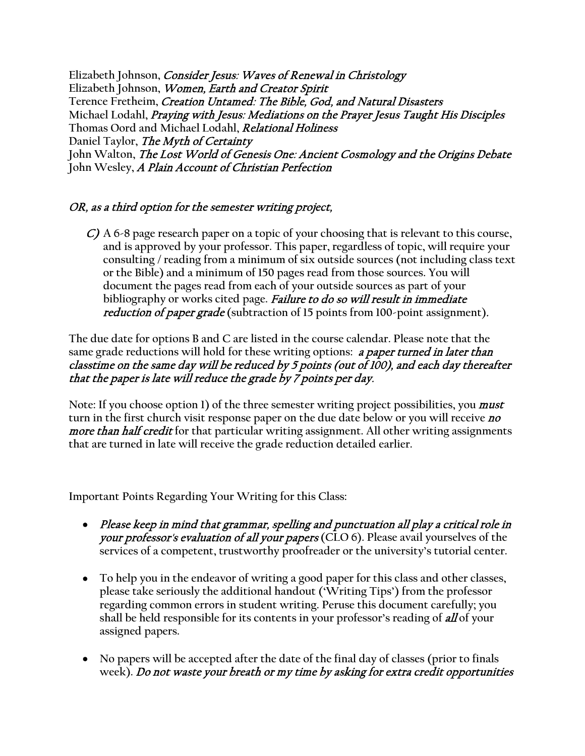Elizabeth Johnson, *Consider Jesus: Waves of Renewal in Christology*
Elizabeth Johnson, *Women, Earth and Creator Spirit*
Terence Fretheim, *Creation Untamed: The Bible, God, and Natural Disasters*
Michael Lodahl, *Praying with Jesus: Mediations on the Prayer Jesus Taught His Disciples*
Thomas Oord and Michael Lodahl, *Relational Holiness*
Daniel Taylor, *The Myth of Certainty*
John Walton, *The Lost World of Genesis One: Ancient Cosmology and the Origins Debate*
John Wesley, *A Plain Account of Christian Perfection*

*OR, as a third option for the semester writing project,*

*C)* A 6-8 page research paper on a topic of your choosing that is relevant to this course, and is approved by your professor. This paper, regardless of topic, will require your consulting / reading from a minimum of six outside sources (not including class text or the Bible) and a minimum of 150 pages read from those sources. You will document the pages read from each of your outside sources as part of your bibliography or works cited page. *Failure to do so will result in immediate reduction of paper grade* (subtraction of 15 points from 100-point assignment).

The due date for options B and C are listed in the course calendar. Please note that the same grade reductions will hold for these writing options: *a paper turned in later than classtime on the same day will be reduced by 5 points (out of 100), and each day thereafter that the paper is late will reduce the grade by 7 points per day.*

Note: If you choose option 1) of the three semester writing project possibilities, you *must* turn in the first church visit response paper on the due date below or you will receive *no more than half credit* for that particular writing assignment. All other writing assignments that are turned in late will receive the grade reduction detailed earlier.

Important Points Regarding Your Writing for this Class:

- *Please keep in mind that grammar, spelling and punctuation all play a critical role in your professor's evaluation of all your papers* (CLO 6). Please avail yourselves of the services of a competent, trustworthy proofreader or the university's tutorial center.
- To help you in the endeavor of writing a good paper for this class and other classes, please take seriously the additional handout ('Writing Tips') from the professor regarding common errors in student writing. Peruse this document carefully; you shall be held responsible for its contents in your professor's reading of *all* of your assigned papers.
- No papers will be accepted after the date of the final day of classes (prior to finals week). *Do not waste your breath or my time by asking for extra credit opportunities*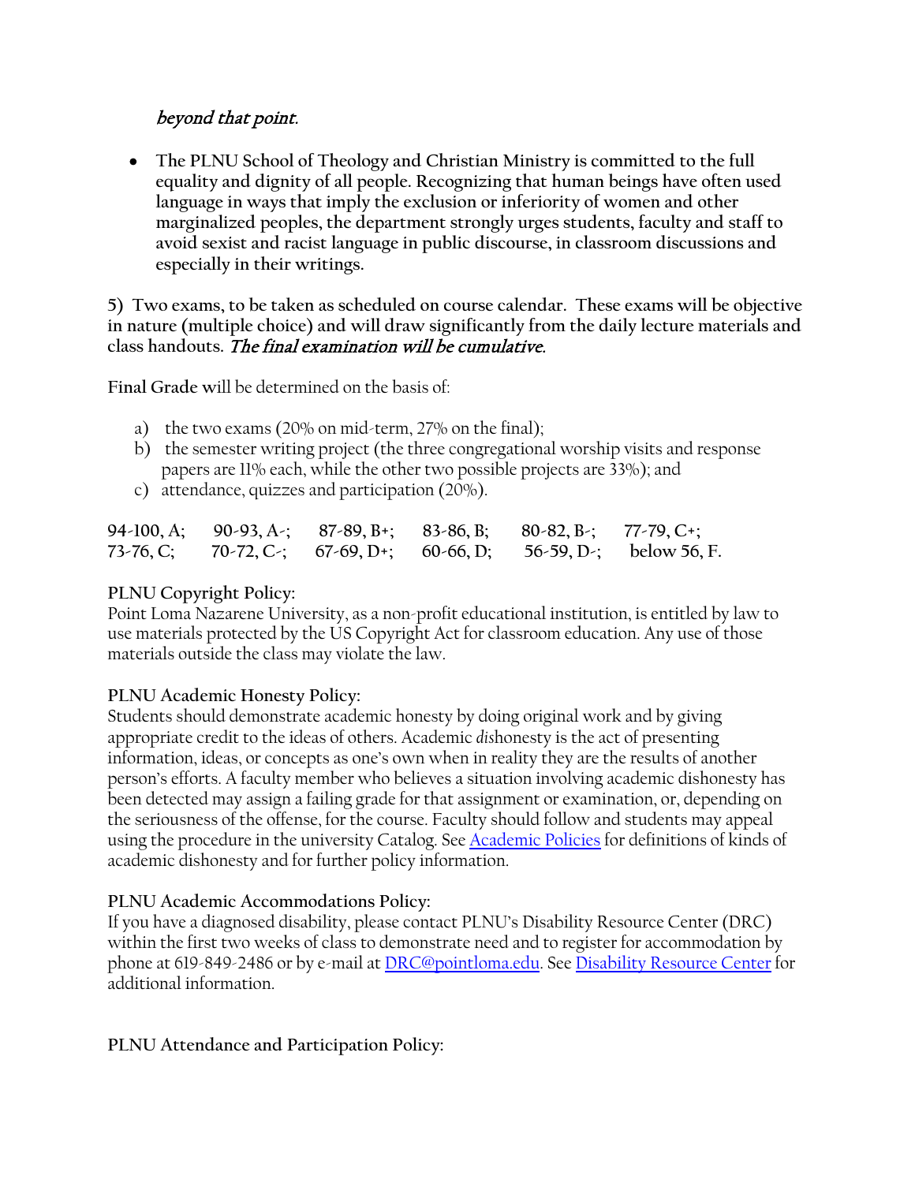*beyond that point.*

- **The PLNU School of Theology and Christian Ministry is committed to the full equality and dignity of all people. Recognizing that human beings have often used language in ways that imply the exclusion or inferiority of women and other marginalized peoples, the department strongly urges students, faculty and staff to avoid sexist and racist language in public discourse, in classroom discussions and especially in their writings.**

**5) Two exams, to be taken as scheduled on course calendar. These exams will be objective in nature (multiple choice) and will draw significantly from the daily lecture materials and class handouts.** ***The final examination will be cumulative.***

**Final Grade w**ill be determined on the basis of:

a) the two exams (20% on mid-term, 27% on the final);
b) the semester writing project (the three congregational worship visits and response papers are 11% each, while the other two possible projects are 33%); and
c) attendance, quizzes and participation (20%).

**94-100, A; 90-93, A-; 87-89, B+; 83-86, B; 80-82, B-; 77-79, C+;**
**73-76, C; 70-72, C-; 67-69, D+; 60-66, D; 56-59, D-; below 56, F.**

### PLNU Copyright Policy:

Point Loma Nazarene University, as a non-profit educational institution, is entitled by law to use materials protected by the US Copyright Act for classroom education. Any use of those materials outside the class may violate the law.

### PLNU Academic Honesty Policy:

Students should demonstrate academic honesty by doing original work and by giving appropriate credit to the ideas of others. Academic *dis*honesty is the act of presenting information, ideas, or concepts as one's own when in reality they are the results of another person's efforts. A faculty member who believes a situation involving academic dishonesty has been detected may assign a failing grade for that assignment or examination, or, depending on the seriousness of the offense, for the course. Faculty should follow and students may appeal using the procedure in the university Catalog. See Academic Policies for definitions of kinds of academic dishonesty and for further policy information.

### PLNU Academic Accommodations Policy:

If you have a diagnosed disability, please contact PLNU's Disability Resource Center (DRC) within the first two weeks of class to demonstrate need and to register for accommodation by phone at 619-849-2486 or by e-mail at DRC@pointloma.edu. See Disability Resource Center for additional information.

### PLNU Attendance and Participation Policy: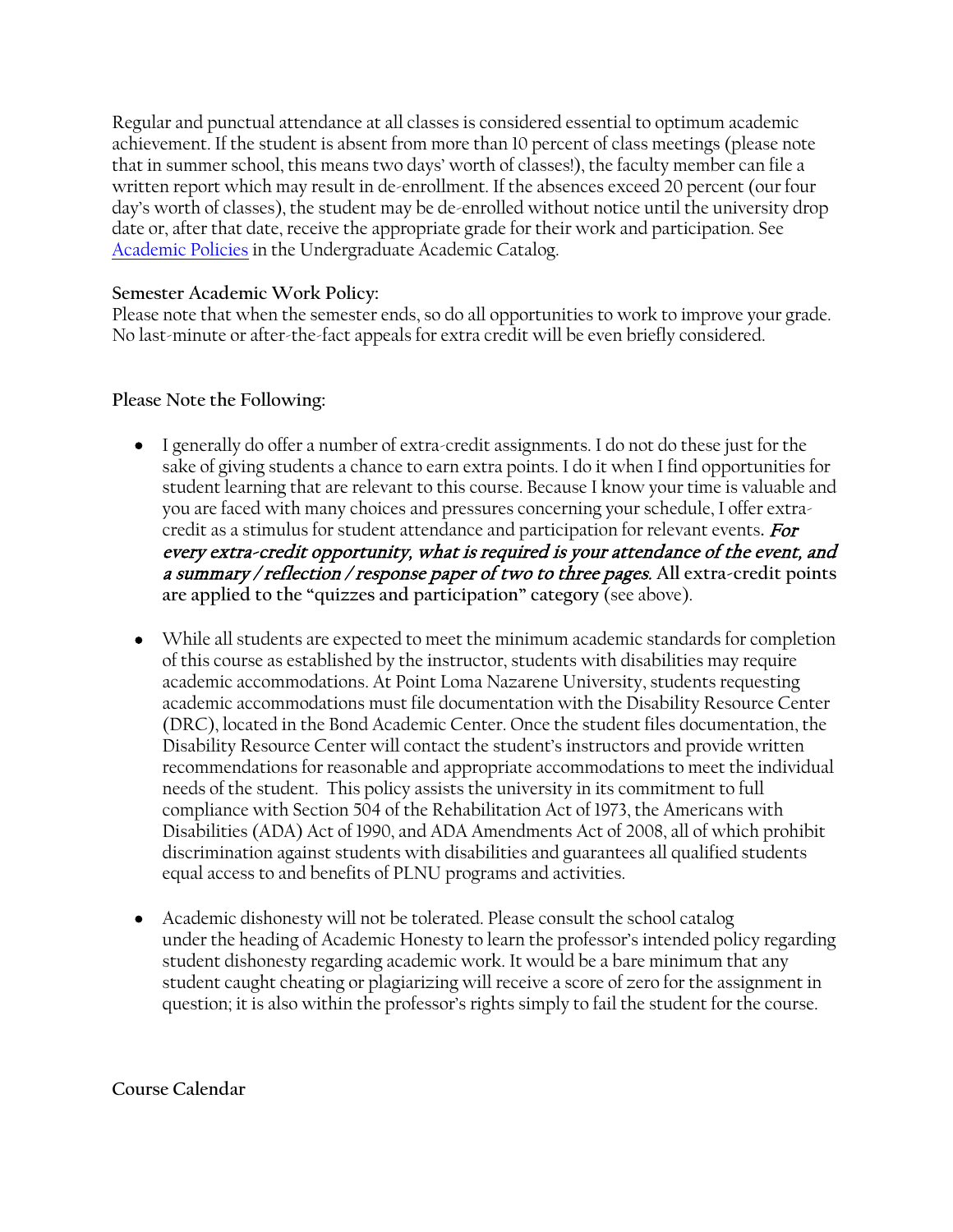Regular and punctual attendance at all classes is considered essential to optimum academic achievement. If the student is absent from more than 10 percent of class meetings (please note that in summer school, this means two days' worth of classes!), the faculty member can file a written report which may result in de-enrollment. If the absences exceed 20 percent (our four day's worth of classes), the student may be de-enrolled without notice until the university drop date or, after that date, receive the appropriate grade for their work and participation. See [Academic Policies]() in the Undergraduate Academic Catalog.

**Semester Academic Work Policy:**
Please note that when the semester ends, so do all opportunities to work to improve your grade. No last-minute or after-the-fact appeals for extra credit will be even briefly considered.

**Please Note the Following:**

- I generally do offer a number of extra-credit assignments. I do not do these just for the sake of giving students a chance to earn extra points. I do it when I find opportunities for student learning that are relevant to this course. Because I know your time is valuable and you are faced with many choices and pressures concerning your schedule, I offer extra-credit as a stimulus for student attendance and participation for relevant events**.** ***For every extra-credit opportunity, what is required is your attendance of the event, and a summary / reflection / response paper of two to three pages.*** **All extra-credit points are applied to the "quizzes and participation" category** (see above).

- While all students are expected to meet the minimum academic standards for completion of this course as established by the instructor, students with disabilities may require academic accommodations. At Point Loma Nazarene University, students requesting academic accommodations must file documentation with the Disability Resource Center (DRC), located in the Bond Academic Center. Once the student files documentation, the Disability Resource Center will contact the student's instructors and provide written recommendations for reasonable and appropriate accommodations to meet the individual needs of the student. This policy assists the university in its commitment to full compliance with Section 504 of the Rehabilitation Act of 1973, the Americans with Disabilities (ADA) Act of 1990, and ADA Amendments Act of 2008, all of which prohibit discrimination against students with disabilities and guarantees all qualified students equal access to and benefits of PLNU programs and activities.

- Academic dishonesty will not be tolerated. Please consult the school catalog under the heading of Academic Honesty to learn the professor's intended policy regarding student dishonesty regarding academic work. It would be a bare minimum that any student caught cheating or plagiarizing will receive a score of zero for the assignment in question; it is also within the professor's rights simply to fail the student for the course.

**Course Calendar**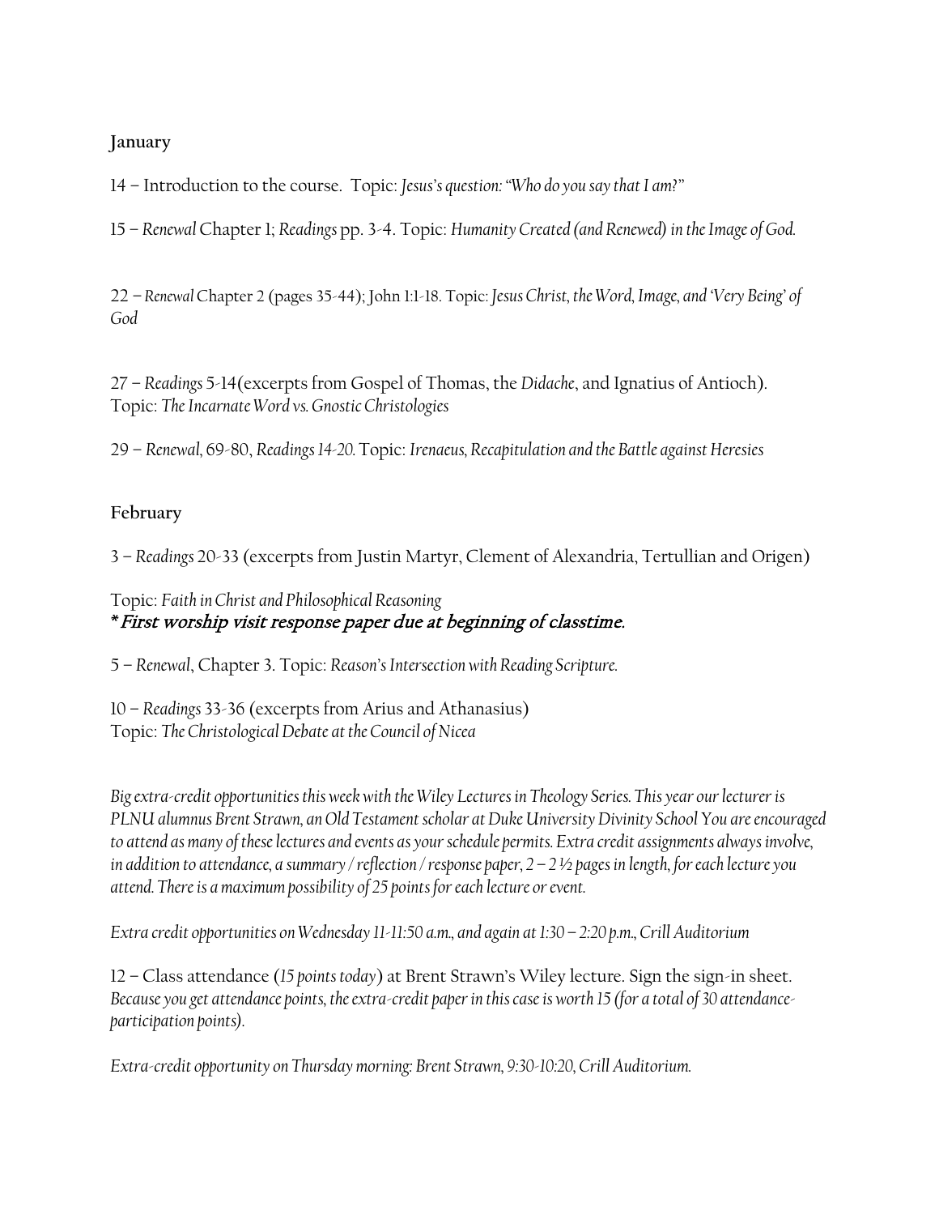**January**

14 – Introduction to the course. Topic: *Jesus's question: "Who do you say that I am?"*

15 – *Renewal* Chapter 1; *Readings* pp. 3-4. Topic: *Humanity Created (and Renewed) in the Image of God.*

22 – *Renewal* Chapter 2 (pages 35-44); John 1:1-18. Topic: *Jesus Christ, the Word, Image, and 'Very Being' of God*

27 – *Readings* 5-14(excerpts from Gospel of Thomas, the *Didache*, and Ignatius of Antioch). Topic: *The Incarnate Word vs. Gnostic Christologies*

29 – *Renewal*, 69-80, *Readings 14-20.* Topic: *Irenaeus, Recapitulation and the Battle against Heresies*

**February**

3 – *Readings* 20-33 (excerpts from Justin Martyr, Clement of Alexandria, Tertullian and Origen)

Topic: *Faith in Christ and Philosophical Reasoning*
*\* First worship visit response paper due at beginning of classtime.*

5 – *Renewal*, Chapter 3. Topic: *Reason's Intersection with Reading Scripture.*

10 – *Readings* 33-36 (excerpts from Arius and Athanasius)
Topic: *The Christological Debate at the Council of Nicea*

*Big extra-credit opportunities this week with the Wiley Lectures in Theology Series. This year our lecturer is PLNU alumnus Brent Strawn, an Old Testament scholar at Duke University Divinity School You are encouraged to attend as many of these lectures and events as your schedule permits. Extra credit assignments always involve, in addition to attendance, a summary / reflection / response paper, 2 – 2 ½ pages in length, for each lecture you attend. There is a maximum possibility of 25 points for each lecture or event.*

*Extra credit opportunities on Wednesday 11-11:50 a.m., and again at 1:30 – 2:20 p.m., Crill Auditorium*

12 – Class attendance (*15 points today*) at Brent Strawn's Wiley lecture. Sign the sign-in sheet. *Because you get attendance points, the extra-credit paper in this case is worth 15 (for a total of 30 attendance-participation points).*

*Extra-credit opportunity on Thursday morning: Brent Strawn, 9:30-10:20, Crill Auditorium.*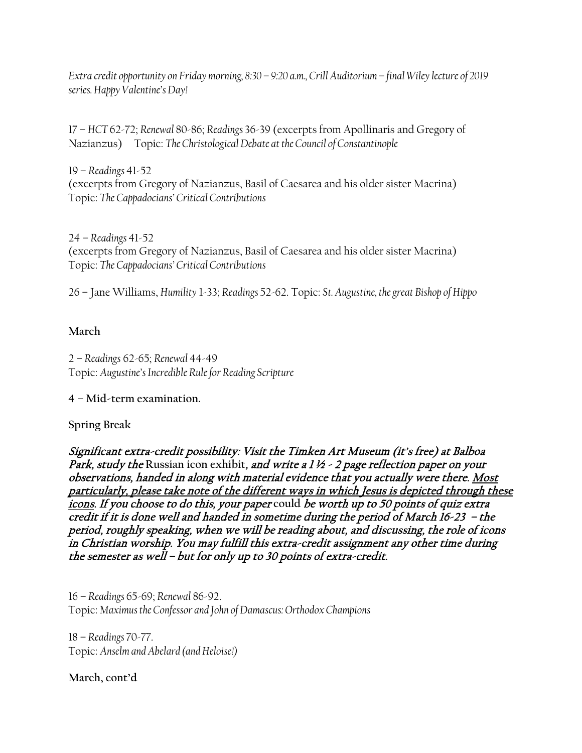*Extra credit opportunity on Friday morning, 8:30 – 9:20 a.m., Crill Auditorium – final Wiley lecture of 2019 series. Happy Valentine's Day!*

17 – *HCT* 62-72; *Renewal* 80-86; *Readings* 36-39 (excerpts from Apollinaris and Gregory of Nazianzus) Topic: *The Christological Debate at the Council of Constantinople*

19 – *Readings* 41-52
(excerpts from Gregory of Nazianzus, Basil of Caesarea and his older sister Macrina)
Topic: *The Cappadocians' Critical Contributions*

24 – *Readings* 41-52
(excerpts from Gregory of Nazianzus, Basil of Caesarea and his older sister Macrina)
Topic: *The Cappadocians' Critical Contributions*

26 – Jane Williams, *Humility* 1-33; *Readings* 52-62. Topic: *St. Augustine, the great Bishop of Hippo*

**March**

2 – *Readings* 62-65; *Renewal* 44-49
Topic: *Augustine's Incredible Rule for Reading Scripture*

**4 – Mid-term examination.**

**Spring Break**

***Significant extra-credit possibility: Visit the Timken Art Museum (it's free) at Balboa Park, study the*** **Russian icon exhibit*, and write a 1 ½ - 2 page reflection paper on your observations, handed in along with material evidence that you actually were there. <u>Most particularly, please take note of the different ways in which Jesus is depicted through these icons</u>. If you choose to do this, your paper*** **could** ***be worth up to 50 points of quiz extra credit if it is done well and handed in sometime during the period of March 16-23 – the period, roughly speaking, when we will be reading about, and discussing, the role of icons in Christian worship. You may fulfill this extra-credit assignment any other time during the semester as well – but for only up to 30 points of extra-credit.***

16 – *Readings* 65-69; *Renewal* 86-92.
Topic: *Maximus the Confessor and John of Damascus: Orthodox Champions*

18 – *Readings* 70-77.
Topic: *Anselm and Abelard (and Heloise!)*

**March, cont'd**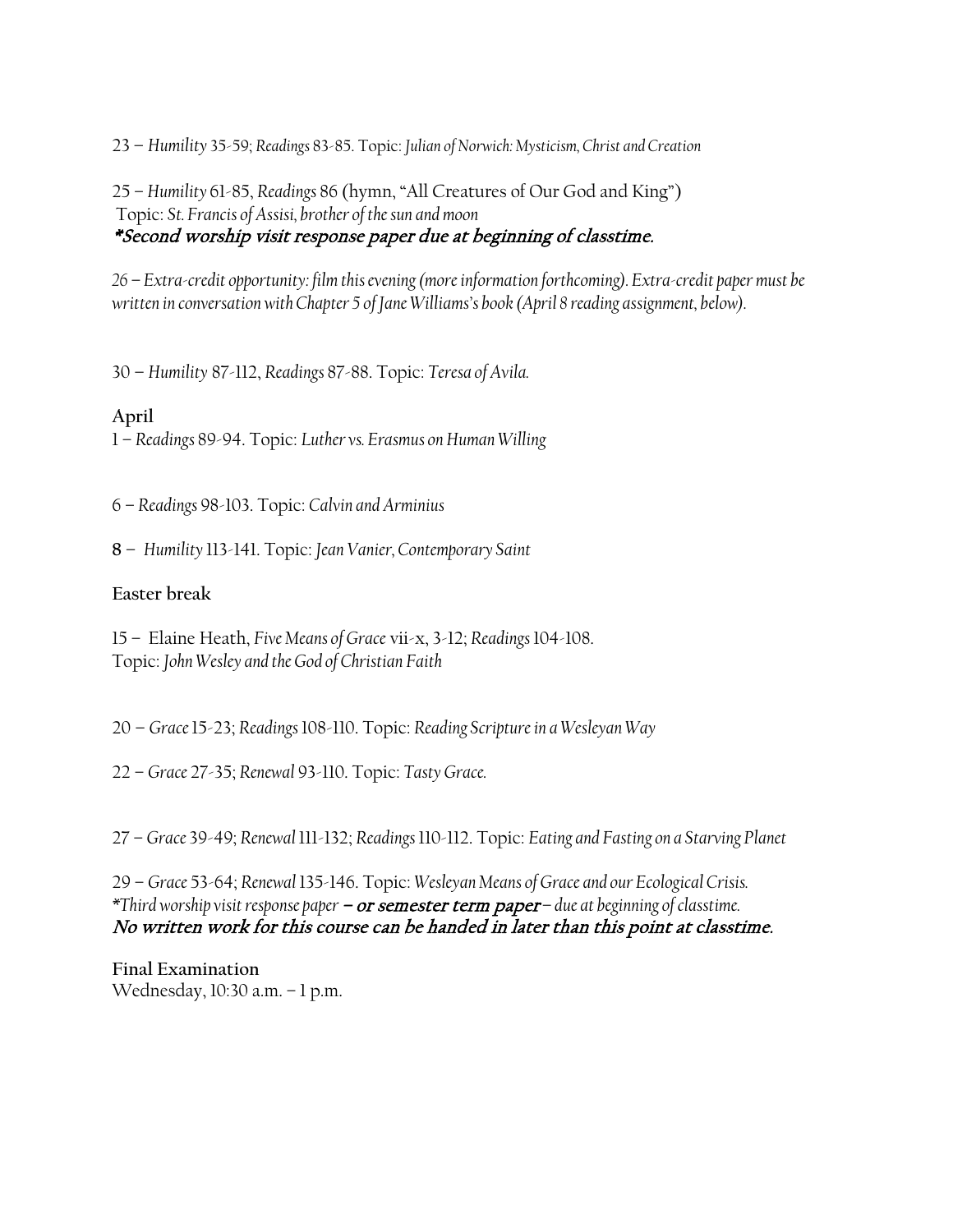23 – *Humility* 35-59; *Readings* 83-85. Topic: *Julian of Norwich: Mysticism, Christ and Creation*

25 – *Humility* 61-85, *Readings* 86 (hymn, "All Creatures of Our God and King")
Topic: *St. Francis of Assisi, brother of the sun and moon*
***Second worship visit response paper due at beginning of classtime.***

*26 – Extra-credit opportunity: film this evening (more information forthcoming). Extra-credit paper must be written in conversation with Chapter 5 of Jane Williams's book (April 8 reading assignment, below).*

30 – *Humility* 87-112, *Readings* 87-88. Topic: *Teresa of Avila.*

**April**

1 – *Readings* 89-94. Topic: *Luther vs. Erasmus on Human Willing*

6 – *Readings* 98-103. Topic: *Calvin and Arminius*

8 – *Humility* 113-141. Topic: *Jean Vanier, Contemporary Saint*

**Easter break**

15 – Elaine Heath, *Five Means of Grace* vii-x, 3-12; *Readings* 104-108.
Topic: *John Wesley and the God of Christian Faith*

20 – *Grace* 15-23; *Readings* 108-110. Topic: *Reading Scripture in a Wesleyan Way*

22 – *Grace* 27-35; *Renewal* 93-110. Topic: *Tasty Grace.*

27 – *Grace* 39-49; *Renewal* 111-132; *Readings* 110-112. Topic: *Eating and Fasting on a Starving Planet*

29 – *Grace* 53-64; *Renewal* 135-146. Topic: *Wesleyan Means of Grace and our Ecological Crisis.*
*\*Third worship visit response paper* ***– or semester term paper*** *– due at beginning of classtime.*
***No written work for this course can be handed in later than this point at classtime.***

**Final Examination**
Wednesday, 10:30 a.m. – 1 p.m.